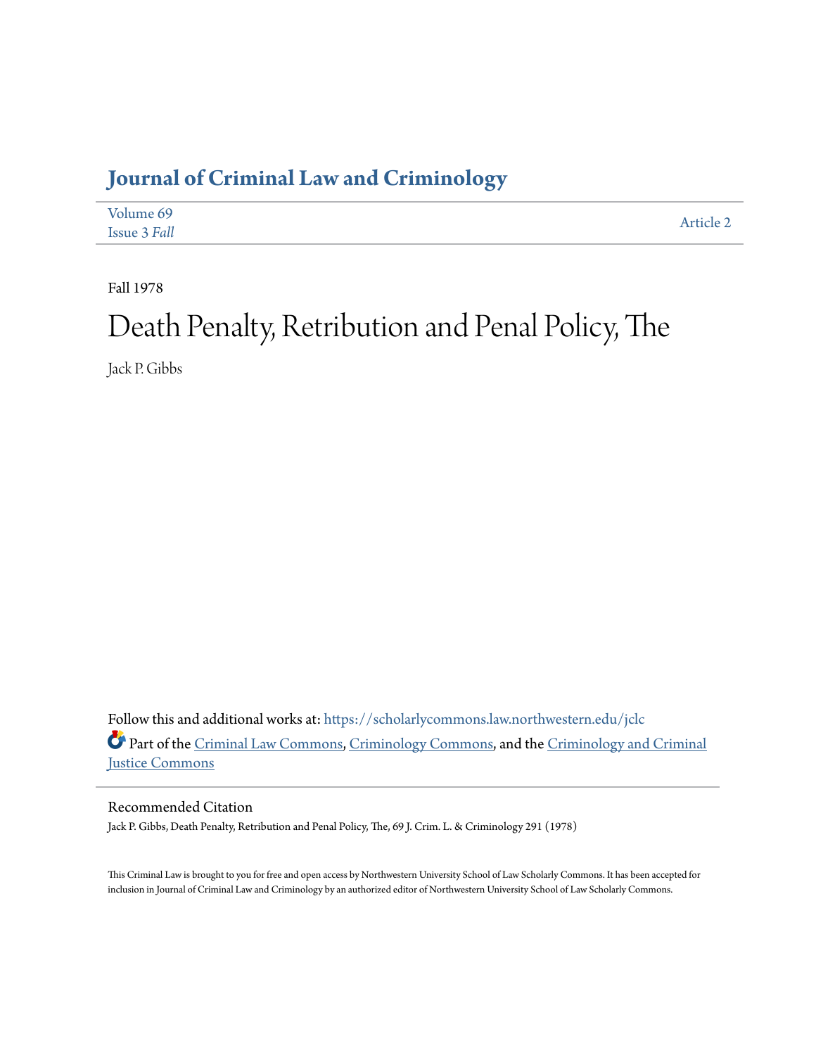# Journal of Criminal Law and Criminology

Volume 69
Issue 3 *Fall*

Article 2

Fall 1978

# Death Penalty, Retribution and Penal Policy, The

Jack P. Gibbs

Follow this and additional works at: https://scholarlycommons.law.northwestern.edu/jclc

Part of the Criminal Law Commons, Criminology Commons, and the Criminology and Criminal Justice Commons

## Recommended Citation

Jack P. Gibbs, Death Penalty, Retribution and Penal Policy, The, 69 J. Crim. L. & Criminology 291 (1978)

This Criminal Law is brought to you for free and open access by Northwestern University School of Law Scholarly Commons. It has been accepted for inclusion in Journal of Criminal Law and Criminology by an authorized editor of Northwestern University School of Law Scholarly Commons.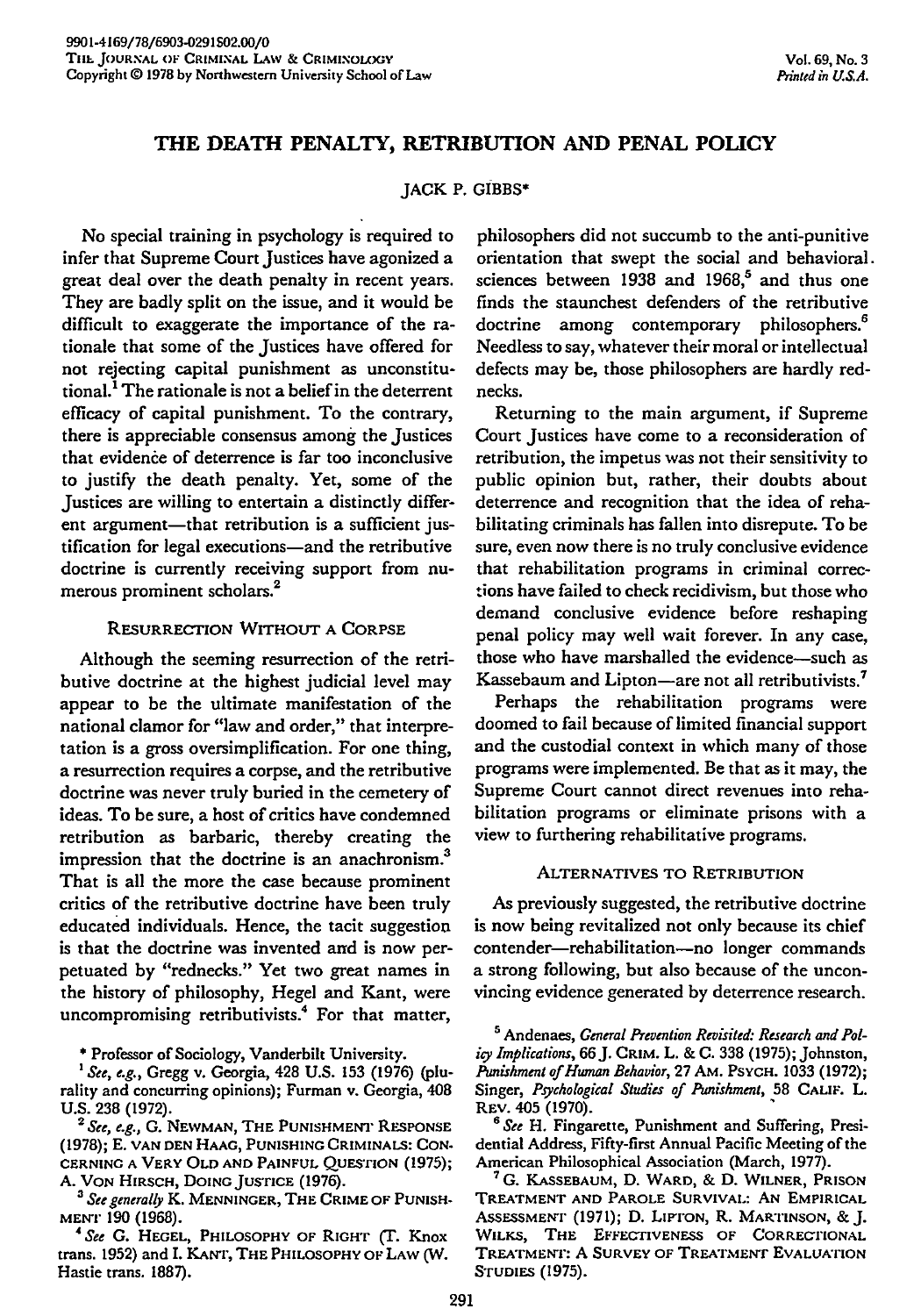# THE DEATH PENALTY, RETRIBUTION AND PENAL POLICY

JACK P. GIBBS*

No special training in psychology is required to infer that Supreme Court Justices have agonized a great deal over the death penalty in recent years. They are badly split on the issue, and it would be difficult to exaggerate the importance of the rationale that some of the Justices have offered for not rejecting capital punishment as unconstitutional.[1] The rationale is not a belief in the deterrent efficacy of capital punishment. To the contrary, there is appreciable consensus among the Justices that evidence of deterrence is far too inconclusive to justify the death penalty. Yet, some of the Justices are willing to entertain a distinctly different argument—that retribution is a sufficient justification for legal executions—and the retributive doctrine is currently receiving support from numerous prominent scholars.[2]

## RESURRECTION WITHOUT A CORPSE

Although the seeming resurrection of the retributive doctrine at the highest judicial level may appear to be the ultimate manifestation of the national clamor for "law and order," that interpretation is a gross oversimplification. For one thing, a resurrection requires a corpse, and the retributive doctrine was never truly buried in the cemetery of ideas. To be sure, a host of critics have condemned retribution as barbaric, thereby creating the impression that the doctrine is an anachronism.[3] That is all the more the case because prominent critics of the retributive doctrine have been truly educated individuals. Hence, the tacit suggestion is that the doctrine was invented and is now perpetuated by "rednecks." Yet two great names in the history of philosophy, Hegel and Kant, were uncompromising retributivists.[4] For that matter, philosophers did not succumb to the anti-punitive orientation that swept the social and behavioral sciences between 1938 and 1968,[5] and thus one finds the staunchest defenders of the retributive doctrine among contemporary philosophers.[6] Needless to say, whatever their moral or intellectual defects may be, those philosophers are hardly rednecks.

Returning to the main argument, if Supreme Court Justices have come to a reconsideration of retribution, the impetus was not their sensitivity to public opinion but, rather, their doubts about deterrence and recognition that the idea of rehabilitating criminals has fallen into disrepute. To be sure, even now there is no truly conclusive evidence that rehabilitation programs in criminal corrections have failed to check recidivism, but those who demand conclusive evidence before reshaping penal policy may well wait forever. In any case, those who have marshalled the evidence—such as Kassebaum and Lipton—are not all retributivists.[7]

Perhaps the rehabilitation programs were doomed to fail because of limited financial support and the custodial context in which many of those programs were implemented. Be that as it may, the Supreme Court cannot direct revenues into rehabilitation programs or eliminate prisons with a view to furthering rehabilitative programs.

## ALTERNATIVES TO RETRIBUTION

As previously suggested, the retributive doctrine is now being revitalized not only because its chief contender—rehabilitation—no longer commands a strong following, but also because of the unconvincing evidence generated by deterrence research.

---

\* Professor of Sociology, Vanderbilt University.

[1] *See, e.g.*, Gregg v. Georgia, 428 U.S. 153 (1976) (plurality and concurring opinions); Furman v. Georgia, 408 U.S. 238 (1972).

[2] *See, e.g.*, G. NEWMAN, THE PUNISHMENT RESPONSE (1978); E. VAN DEN HAAG, PUNISHING CRIMINALS: CONCERNING A VERY OLD AND PAINFUL QUESTION (1975); A. VON HIRSCH, DOING JUSTICE (1976).

[3] *See generally* K. MENNINGER, THE CRIME OF PUNISHMENT 190 (1968).

[4] *See* G. HEGEL, PHILOSOPHY OF RIGHT (T. Knox trans. 1952) and I. KANT, THE PHILOSOPHY OF LAW (W. Hastie trans. 1887).

[5] Andenaes, *General Prevention Revisited: Research and Policy Implications*, 66 J. CRIM. L. & C. 338 (1975); Johnston, *Punishment of Human Behavior*, 27 AM. PSYCH. 1033 (1972); Singer, *Psychological Studies of Punishment*, 58 CALIF. L. REV. 405 (1970).

[6] *See* H. Fingarette, Punishment and Suffering, Presidential Address, Fifty-first Annual Pacific Meeting of the American Philosophical Association (March, 1977).

[7] G. KASSEBAUM, D. WARD, & D. WILNER, PRISON TREATMENT AND PAROLE SURVIVAL: AN EMPIRICAL ASSESSMENT (1971); D. LIPTON, R. MARTINSON, & J. WILKS, THE EFFECTIVENESS OF CORRECTIONAL TREATMENT: A SURVEY OF TREATMENT EVALUATION STUDIES (1975).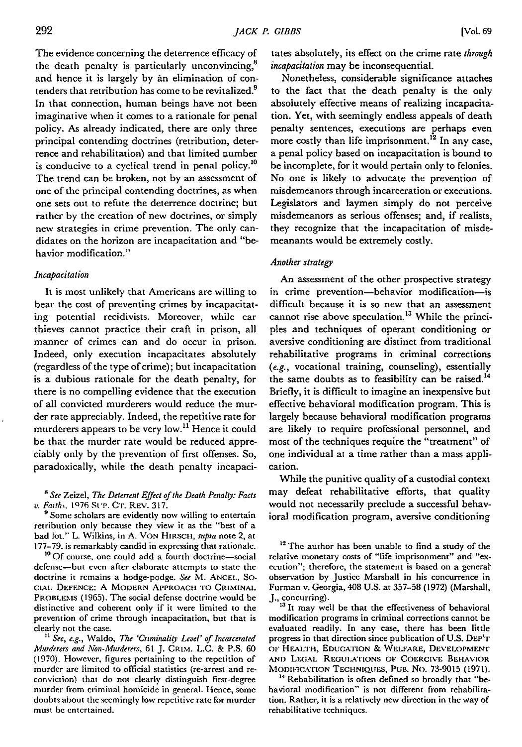The evidence concerning the deterrence efficacy of the death penalty is particularly unconvincing,[8] and hence it is largely by an elimination of contenders that retribution has come to be revitalized.[9] In that connection, human beings have not been imaginative when it comes to a rationale for penal policy. As already indicated, there are only three principal contending doctrines (retribution, deterrence and rehabilitation) and that limited number is conducive to a cyclical trend in penal policy.[10] The trend can be broken, not by an assessment of one of the principal contending doctrines, as when one sets out to refute the deterrence doctrine; but rather by the creation of new doctrines, or simply new strategies in crime prevention. The only candidates on the horizon are incapacitation and "behavior modification."

### *Incapacitation*

It is most unlikely that Americans are willing to bear the cost of preventing crimes by incapacitating potential recidivists. Moreover, while car thieves cannot practice their craft in prison, all manner of crimes can and do occur in prison. Indeed, only execution incapacitates absolutely (regardless of the type of crime); but incapacitation is a dubious rationale for the death penalty, for there is no compelling evidence that the execution of all convicted murderers would reduce the murder rate appreciably. Indeed, the repetitive rate for murderers appears to be very low.[11] Hence it could be that the murder rate would be reduced appreciably only by the prevention of first offenses. So, paradoxically, while the death penalty incapacitates absolutely, its effect on the crime rate *through incapacitation* may be inconsequential.

Nonetheless, considerable significance attaches to the fact that the death penalty is the only absolutely effective means of realizing incapacitation. Yet, with seemingly endless appeals of death penalty sentences, executions are perhaps even more costly than life imprisonment.[12] In any case, a penal policy based on incapacitation is bound to be incomplete, for it would pertain only to felonies. No one is likely to advocate the prevention of misdemeanors through incarceration or executions. Legislators and laymen simply do not perceive misdemeanors as serious offenses; and, if realists, they recognize that the incapacitation of misdemeanants would be extremely costly.

### *Another strategy*

An assessment of the other prospective strategy in crime prevention—behavior modification—is difficult because it is so new that an assessment cannot rise above speculation.[13] While the principles and techniques of operant conditioning or aversive conditioning are distinct from traditional rehabilitative programs in criminal corrections (*e.g.*, vocational training, counseling), essentially the same doubts as to feasibility can be raised.[14] Briefly, it is difficult to imagine an inexpensive but effective behavioral modification program. This is largely because behavioral modification programs are likely to require professional personnel, and most of the techniques require the "treatment" of one individual at a time rather than a mass application.

While the punitive quality of a custodial context may defeat rehabilitative efforts, that quality would not necessarily preclude a successful behavioral modification program, aversive conditioning

---

[8] *See* Zeizel, *The Deterrent Effect of the Death Penalty: Facts v. Faiths*, 1976 SUP. CT. REV. 317.

[9] Some scholars are evidently now willing to entertain retribution only because they view it as the "best of a bad lot." L. Wilkins, in A. VON HIRSCH, *supra* note 2, at 177–79, is remarkably candid in expressing that rationale.

[10] Of course, one could add a fourth doctrine—social defense—but even after elaborate attempts to state the doctrine it remains a hodge-podge. *See* M. ANCEL, SOCIAL DEFENCE: A MODERN APPROACH TO CRIMINAL PROBLEMS (1965). The social defense doctrine would be distinctive and coherent only if it were limited to the prevention of crime through incapacitation, but that is clearly not the case.

[11] *See, e.g.*, Waldo, *The 'Criminality Level' of Incarcerated Murderers and Non-Murderers*, 61 J. CRIM. L.C. & P.S. 60 (1970). However, figures pertaining to the repetition of murder are limited to official statistics (re-arrest and reconviction) that do not clearly distinguish first-degree murder from criminal homicide in general. Hence, some doubts about the seemingly low repetitive rate for murder must be entertained.

[12] The author has been unable to find a study of the relative monetary costs of "life imprisonment" and "execution"; therefore, the statement is based on a general observation by Justice Marshall in his concurrence in Furman v. Georgia, 408 U.S. at 357–58 (1972) (Marshall, J., concurring).

[13] It may well be that the effectiveness of behavioral modification programs in criminal corrections cannot be evaluated readily. In any case, there has been little progress in that direction since publication of U.S. DEP'T OF HEALTH, EDUCATION & WELFARE, DEVELOPMENT AND LEGAL REGULATIONS OF COERCIVE BEHAVIOR MODIFICATION TECHNIQUES, PUB. NO. 73-9015 (1971).

[14] Rehabilitation is often defined so broadly that "behavioral modification" is not different from rehabilitation. Rather, it is a relatively new direction in the way of rehabilitative techniques.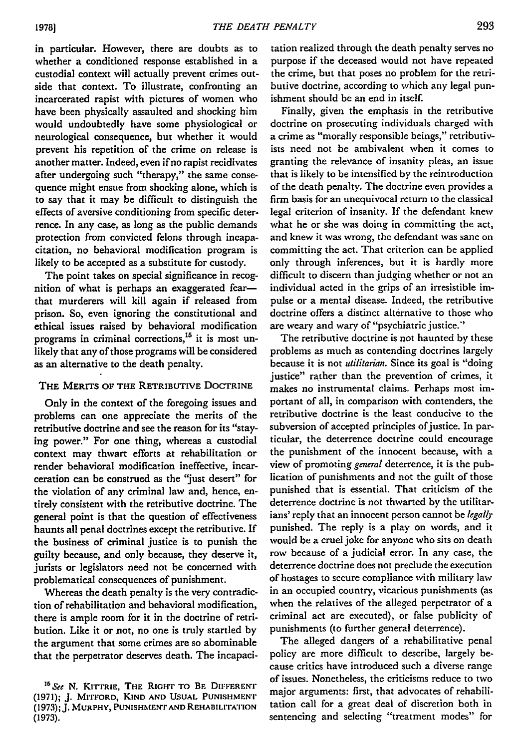in particular. However, there are doubts as to whether a conditioned response established in a custodial context will actually prevent crimes outside that context. To illustrate, confronting an incarcerated rapist with pictures of women who have been physically assaulted and shocking him would undoubtedly have some physiological or neurological consequence, but whether it would prevent his repetition of the crime on release is another matter. Indeed, even if no rapist recidivates after undergoing such "therapy," the same consequence might ensue from shocking alone, which is to say that it may be difficult to distinguish the effects of aversive conditioning from specific deterrence. In any case, as long as the public demands protection from convicted felons through incapacitation, no behavioral modification program is likely to be accepted as a substitute for custody.

The point takes on special significance in recognition of what is perhaps an exaggerated fear—that murderers will kill again if released from prison. So, even ignoring the constitutional and ethical issues raised by behavioral modification programs in criminal corrections,[15] it is most unlikely that any of those programs will be considered as an alternative to the death penalty.

## THE MERITS OF THE RETRIBUTIVE DOCTRINE

Only in the context of the foregoing issues and problems can one appreciate the merits of the retributive doctrine and see the reason for its "staying power." For one thing, whereas a custodial context may thwart efforts at rehabilitation or render behavioral modification ineffective, incarceration can be construed as the "just desert" for the violation of any criminal law and, hence, entirely consistent with the retributive doctrine. The general point is that the question of effectiveness haunts all penal doctrines except the retributive. If the business of criminal justice is to punish the guilty because, and only because, they deserve it, jurists or legislators need not be concerned with problematical consequences of punishment.

Whereas the death penalty is the very contradiction of rehabilitation and behavioral modification, there is ample room for it in the doctrine of retribution. Like it or not, no one is truly startled by the argument that some crimes are so abominable that the perpetrator deserves death. The incapacitation realized through the death penalty serves no purpose if the deceased would not have repeated the crime, but that poses no problem for the retributive doctrine, according to which any legal punishment should be an end in itself.

Finally, given the emphasis in the retributive doctrine on prosecuting individuals charged with a crime as "morally responsible beings," retributivists need not be ambivalent when it comes to granting the relevance of insanity pleas, an issue that is likely to be intensified by the reintroduction of the death penalty. The doctrine even provides a firm basis for an unequivocal return to the classical legal criterion of insanity. If the defendant knew what he or she was doing in committing the act, and knew it was wrong, the defendant was sane on committing the act. That criterion can be applied only through inferences, but it is hardly more difficult to discern than judging whether or not an individual acted in the grips of an irresistible impulse or a mental disease. Indeed, the retributive doctrine offers a distinct alternative to those who are weary and wary of "psychiatric justice."

The retributive doctrine is not haunted by these problems as much as contending doctrines largely because it is not *utilitarian*. Since its goal is "doing justice" rather than the prevention of crimes, it makes no instrumental claims. Perhaps most important of all, in comparison with contenders, the retributive doctrine is the least conducive to the subversion of accepted principles of justice. In particular, the deterrence doctrine could encourage the punishment of the innocent because, with a view of promoting *general* deterrence, it is the publication of punishments and not the guilt of those punished that is essential. That criticism of the deterrence doctrine is not thwarted by the utilitarians' reply that an innocent person cannot be *legally* punished. The reply is a play on words, and it would be a cruel joke for anyone who sits on death row because of a judicial error. In any case, the deterrence doctrine does not preclude the execution of hostages to secure compliance with military law in an occupied country, vicarious punishments (as when the relatives of the alleged perpetrator of a criminal act are executed), or false publicity of punishments (to further general deterrence).

The alleged dangers of a rehabilitative penal policy are more difficult to describe, largely because critics have introduced such a diverse range of issues. Nonetheless, the criticisms reduce to two major arguments: first, that advocates of rehabilitation call for a great deal of discretion both in sentencing and selecting "treatment modes" for

[15] *See* N. KITTRIE, THE RIGHT TO BE DIFFERENT (1971); J. MITFORD, KIND AND USUAL PUNISHMENT (1973); J. MURPHY, PUNISHMENT AND REHABILITATION (1973).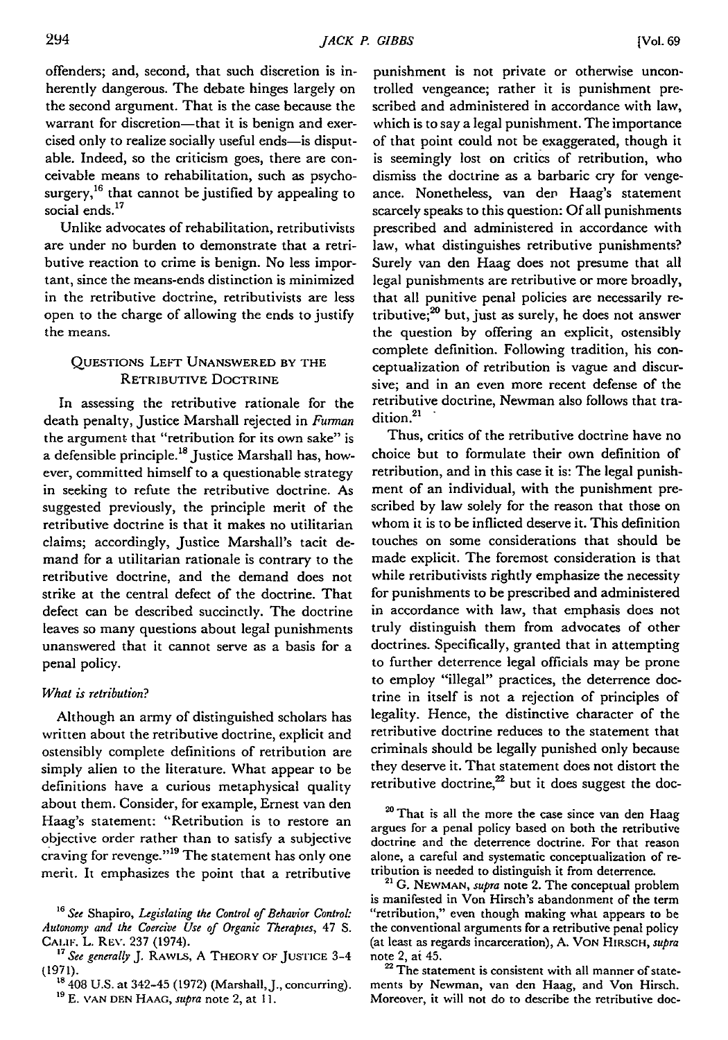offenders; and, second, that such discretion is inherently dangerous. The debate hinges largely on the second argument. That is the case because the warrant for discretion—that it is benign and exercised only to realize socially useful ends—is disputable. Indeed, so the criticism goes, there are conceivable means to rehabilitation, such as psychosurgery,[16] that cannot be justified by appealing to social ends.[17]

Unlike advocates of rehabilitation, retributivists are under no burden to demonstrate that a retributive reaction to crime is benign. No less important, since the means-ends distinction is minimized in the retributive doctrine, retributivists are less open to the charge of allowing the ends to justify the means.

## Questions Left Unanswered by the Retributive Doctrine

In assessing the retributive rationale for the death penalty, Justice Marshall rejected in *Furman* the argument that "retribution for its own sake" is a defensible principle.[18] Justice Marshall has, however, committed himself to a questionable strategy in seeking to refute the retributive doctrine. As suggested previously, the principle merit of the retributive doctrine is that it makes no utilitarian claims; accordingly, Justice Marshall's tacit demand for a utilitarian rationale is contrary to the retributive doctrine, and the demand does not strike at the central defect of the doctrine. That defect can be described succinctly. The doctrine leaves so many questions about legal punishments unanswered that it cannot serve as a basis for a penal policy.

### *What is retribution?*

Although an army of distinguished scholars has written about the retributive doctrine, explicit and ostensibly complete definitions of retribution are simply alien to the literature. What appear to be definitions have a curious metaphysical quality about them. Consider, for example, Ernest van den Haag's statement: "Retribution is to restore an objective order rather than to satisfy a subjective craving for revenge."[19] The statement has only one merit. It emphasizes the point that a retributive punishment is not private or otherwise uncontrolled vengeance; rather it is punishment prescribed and administered in accordance with law, which is to say a legal punishment. The importance of that point could not be exaggerated, though it is seemingly lost on critics of retribution, who dismiss the doctrine as a barbaric cry for vengeance. Nonetheless, van den Haag's statement scarcely speaks to this question: Of all punishments prescribed and administered in accordance with law, what distinguishes retributive punishments? Surely van den Haag does not presume that all legal punishments are retributive or more broadly, that all punitive penal policies are necessarily retributive;[20] but, just as surely, he does not answer the question by offering an explicit, ostensibly complete definition. Following tradition, his conceptualization of retribution is vague and discursive; and in an even more recent defense of the retributive doctrine, Newman also follows that tradition.[21]

Thus, critics of the retributive doctrine have no choice but to formulate their own definition of retribution, and in this case it is: The legal punishment of an individual, with the punishment prescribed by law solely for the reason that those on whom it is to be inflicted deserve it. This definition touches on some considerations that should be made explicit. The foremost consideration is that while retributivists rightly emphasize the necessity for punishments to be prescribed and administered in accordance with law, that emphasis does not truly distinguish them from advocates of other doctrines. Specifically, granted that in attempting to further deterrence legal officials may be prone to employ "illegal" practices, the deterrence doctrine in itself is not a rejection of principles of legality. Hence, the distinctive character of the retributive doctrine reduces to the statement that criminals should be legally punished only because they deserve it. That statement does not distort the retributive doctrine,[22] but it does suggest the doc-

---

[16] *See* Shapiro, *Legislating the Control of Behavior Control: Autonomy and the Coercive Use of Organic Therapies*, 47 S. Calif. L. Rev. 237 (1974).

[17] *See generally* J. Rawls, A Theory of Justice 3-4 (1971).

[18] 408 U.S. at 342-45 (1972) (Marshall, J., concurring).

[19] E. van den Haag, *supra* note 2, at 11.

[20] That is all the more the case since van den Haag argues for a penal policy based on both the retributive doctrine and the deterrence doctrine. For that reason alone, a careful and systematic conceptualization of retribution is needed to distinguish it from deterrence.

[21] G. Newman, *supra* note 2. The conceptual problem is manifested in Von Hirsch's abandonment of the term "retribution," even though making what appears to be the conventional arguments for a retributive penal policy (at least as regards incarceration), A. Von Hirsch, *supra* note 2, at 45.

[22] The statement is consistent with all manner of statements by Newman, van den Haag, and Von Hirsch. Moreover, it will not do to describe the retributive doc-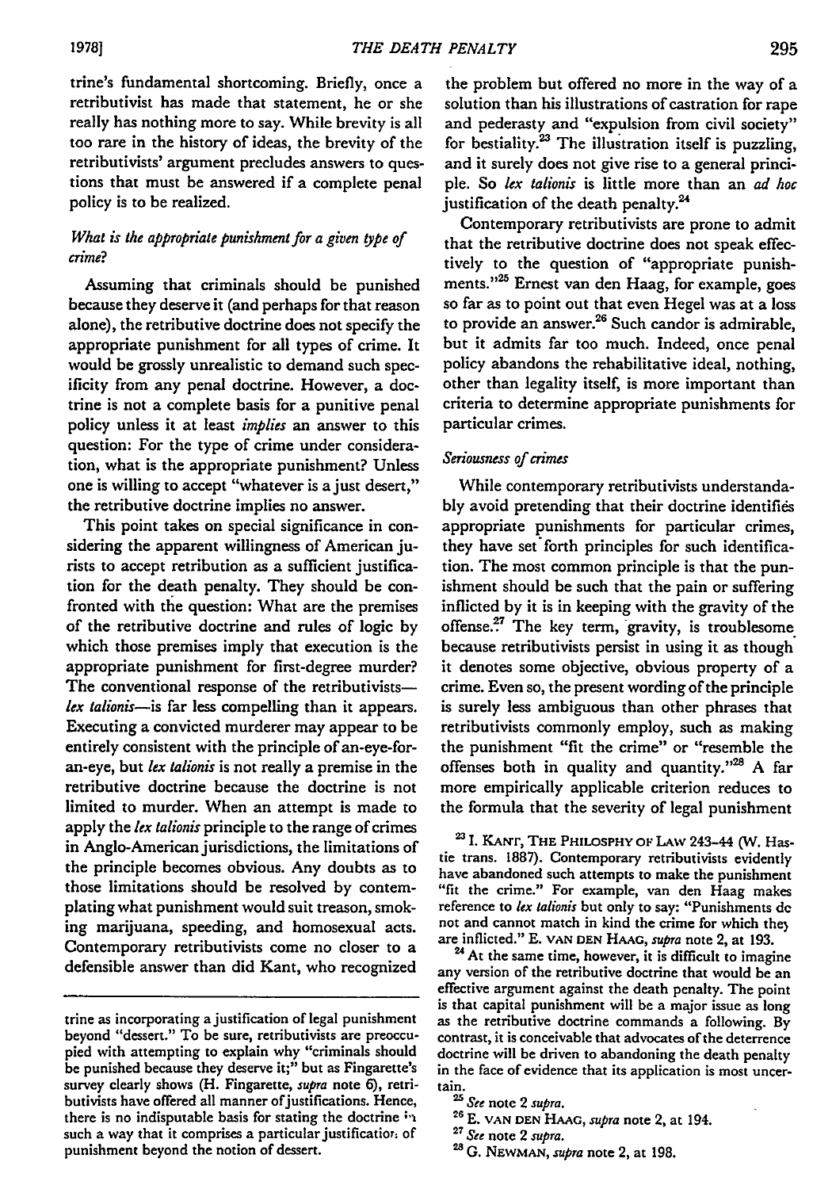trine's fundamental shortcoming. Briefly, once a retributivist has made that statement, he or she really has nothing more to say. While brevity is all too rare in the history of ideas, the brevity of the retributivists' argument precludes answers to questions that must be answered if a complete penal policy is to be realized.

### *What is the appropriate punishment for a given type of crime?*

Assuming that criminals should be punished because they deserve it (and perhaps for that reason alone), the retributive doctrine does not specify the appropriate punishment for all types of crime. It would be grossly unrealistic to demand such specificity from any penal doctrine. However, a doctrine is not a complete basis for a punitive penal policy unless it at least *implies* an answer to this question: For the type of crime under consideration, what is the appropriate punishment? Unless one is willing to accept "whatever is a just desert," the retributive doctrine implies no answer.

This point takes on special significance in considering the apparent willingness of American jurists to accept retribution as a sufficient justification for the death penalty. They should be confronted with the question: What are the premises of the retributive doctrine and rules of logic by which those premises imply that execution is the appropriate punishment for first-degree murder? The conventional response of the retributivists—*lex talionis*—is far less compelling than it appears. Executing a convicted murderer may appear to be entirely consistent with the principle of an-eye-for-an-eye, but *lex talionis* is not really a premise in the retributive doctrine because the doctrine is not limited to murder. When an attempt is made to apply the *lex talionis* principle to the range of crimes in Anglo-American jurisdictions, the limitations of the principle becomes obvious. Any doubts as to those limitations should be resolved by contemplating what punishment would suit treason, smoking marijuana, speeding, and homosexual acts. Contemporary retributivists come no closer to a defensible answer than did Kant, who recognized the problem but offered no more in the way of a solution than his illustrations of castration for rape and pederasty and "expulsion from civil society" for bestiality.[23] The illustration itself is puzzling, and it surely does not give rise to a general principle. So *lex talionis* is little more than an *ad hoc* justification of the death penalty.[24]

Contemporary retributivists are prone to admit that the retributive doctrine does not speak effectively to the question of "appropriate punishments."[25] Ernest van den Haag, for example, goes so far as to point out that even Hegel was at a loss to provide an answer.[26] Such candor is admirable, but it admits far too much. Indeed, once penal policy abandons the rehabilitative ideal, nothing, other than legality itself, is more important than criteria to determine appropriate punishments for particular crimes.

### *Seriousness of crimes*

While contemporary retributivists understandably avoid pretending that their doctrine identifies appropriate punishments for particular crimes, they have set forth principles for such identification. The most common principle is that the punishment should be such that the pain or suffering inflicted by it is in keeping with the gravity of the offense.[27] The key term, gravity, is troublesome because retributivists persist in using it as though it denotes some objective, obvious property of a crime. Even so, the present wording of the principle is surely less ambiguous than other phrases that retributivists commonly employ, such as making the punishment "fit the crime" or "resemble the offenses both in quality and quantity."[28] A far more empirically applicable criterion reduces to the formula that the severity of legal punishment

---

trine as incorporating a justification of legal punishment beyond "dessert." To be sure, retributivists are preoccupied with attempting to explain why "criminals should be punished because they deserve it;" but as Fingarette's survey clearly shows (H. Fingarette, *supra* note 6), retributivists have offered all manner of justifications. Hence, there is no indisputable basis for stating the doctrine in such a way that it comprises a particular justification of punishment beyond the notion of dessert.

[23] I. KANT, THE PHILOSPHY OF LAW 243-44 (W. Hastie trans. 1887). Contemporary retributivists evidently have abandoned such attempts to make the punishment "fit the crime." For example, van den Haag makes reference to *lex talionis* but only to say: "Punishments do not and cannot match in kind the crime for which they are inflicted." E. VAN DEN HAAG, *supra* note 2, at 193.

[24] At the same time, however, it is difficult to imagine any version of the retributive doctrine that would be an effective argument against the death penalty. The point is that capital punishment will be a major issue as long as the retributive doctrine commands a following. By contrast, it is conceivable that advocates of the deterrence doctrine will be driven to abandoning the death penalty in the face of evidence that its application is most uncertain.

[25] *See* note 2 *supra*.

[26] E. VAN DEN HAAG, *supra* note 2, at 194.

[27] *See* note 2 *supra*.

[28] G. NEWMAN, *supra* note 2, at 198.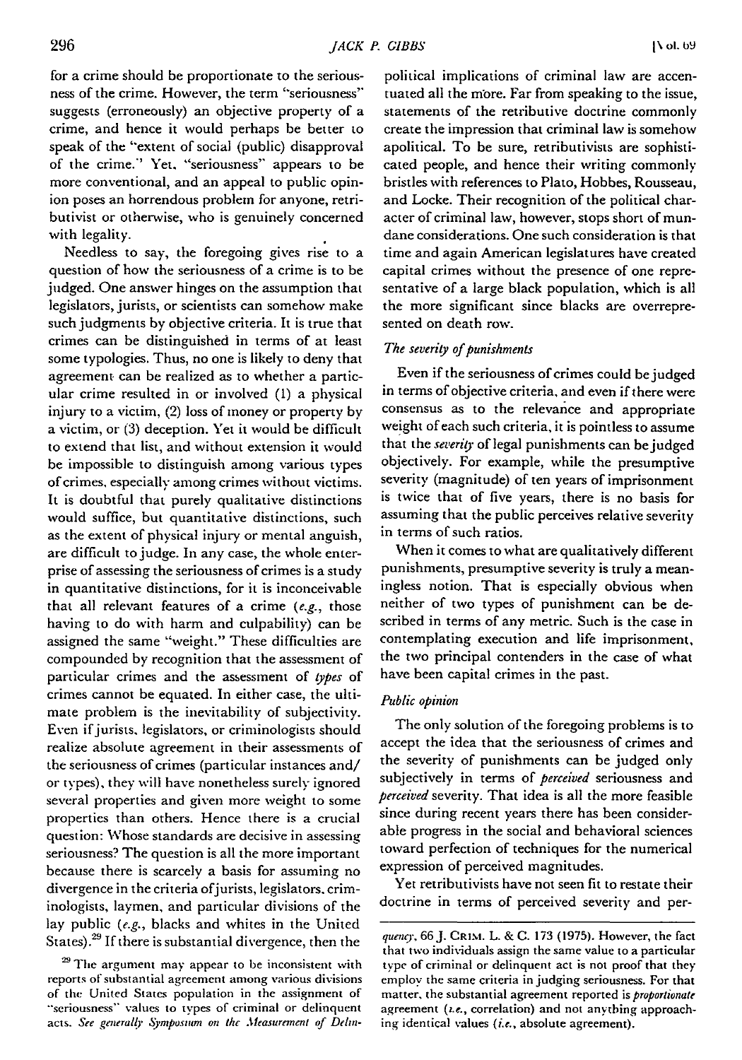for a crime should be proportionate to the seriousness of the crime. However, the term "seriousness" suggests (erroneously) an objective property of a crime, and hence it would perhaps be better to speak of the "extent of social (public) disapproval of the crime." Yet, "seriousness" appears to be more conventional, and an appeal to public opinion poses an horrendous problem for anyone, retributivist or otherwise, who is genuinely concerned with legality.

Needless to say, the foregoing gives rise to a question of how the seriousness of a crime is to be judged. One answer hinges on the assumption that legislators, jurists, or scientists can somehow make such judgments by objective criteria. It is true that crimes can be distinguished in terms of at least some typologies. Thus, no one is likely to deny that agreement can be realized as to whether a particular crime resulted in or involved (1) a physical injury to a victim, (2) loss of money or property by a victim, or (3) deception. Yet it would be difficult to extend that list, and without extension it would be impossible to distinguish among various types of crimes, especially among crimes without victims. It is doubtful that purely qualitative distinctions would suffice, but quantitative distinctions, such as the extent of physical injury or mental anguish, are difficult to judge. In any case, the whole enterprise of assessing the seriousness of crimes is a study in quantitative distinctions, for it is inconceivable that all relevant features of a crime (*e.g.*, those having to do with harm and culpability) can be assigned the same "weight." These difficulties are compounded by recognition that the assessment of particular crimes and the assessment of *types* of crimes cannot be equated. In either case, the ultimate problem is the inevitability of subjectivity. Even if jurists, legislators, or criminologists should realize absolute agreement in their assessments of the seriousness of crimes (particular instances and/or types), they will have nonetheless surely ignored several properties and given more weight to some properties than others. Hence there is a crucial question: Whose standards are decisive in assessing seriousness? The question is all the more important because there is scarcely a basis for assuming no divergence in the criteria of jurists, legislators, criminologists, laymen, and particular divisions of the lay public (*e.g.*, blacks and whites in the United States).[29] If there is substantial divergence, then the political implications of criminal law are accentuated all the more. Far from speaking to the issue, statements of the retributive doctrine commonly create the impression that criminal law is somehow apolitical. To be sure, retributivists are sophisticated people, and hence their writing commonly bristles with references to Plato, Hobbes, Rousseau, and Locke. Their recognition of the political character of criminal law, however, stops short of mundane considerations. One such consideration is that time and again American legislatures have created capital crimes without the presence of one representative of a large black population, which is all the more significant since blacks are overrepresented on death row.

### *The severity of punishments*

Even if the seriousness of crimes could be judged in terms of objective criteria, and even if there were consensus as to the relevance and appropriate weight of each such criteria, it is pointless to assume that the *severity* of legal punishments can be judged objectively. For example, while the presumptive severity (magnitude) of ten years of imprisonment is twice that of five years, there is no basis for assuming that the public perceives relative severity in terms of such ratios.

When it comes to what are qualitatively different punishments, presumptive severity is truly a meaningless notion. That is especially obvious when neither of two types of punishment can be described in terms of any metric. Such is the case in contemplating execution and life imprisonment, the two principal contenders in the case of what have been capital crimes in the past.

### *Public opinion*

The only solution of the foregoing problems is to accept the idea that the seriousness of crimes and the severity of punishments can be judged only subjectively in terms of *perceived* seriousness and *perceived* severity. That idea is all the more feasible since during recent years there has been considerable progress in the social and behavioral sciences toward perfection of techniques for the numerical expression of perceived magnitudes.

Yet retributivists have not seen fit to restate their doctrine in terms of perceived severity and per-

---

[29] The argument may appear to be inconsistent with reports of substantial agreement among various divisions of the United States population in the assignment of "seriousness" values to types of criminal or delinquent acts. *See generally Symposium on the Measurement of Delinquency*, 66 J. CRIM. L. & C. 173 (1975). However, the fact that two individuals assign the same value to a particular type of criminal or delinquent act is not proof that they employ the same criteria in judging seriousness. For that matter, the substantial agreement reported is *proportionate* agreement (*i.e.*, correlation) and not anything approaching identical values (*i.e.*, absolute agreement).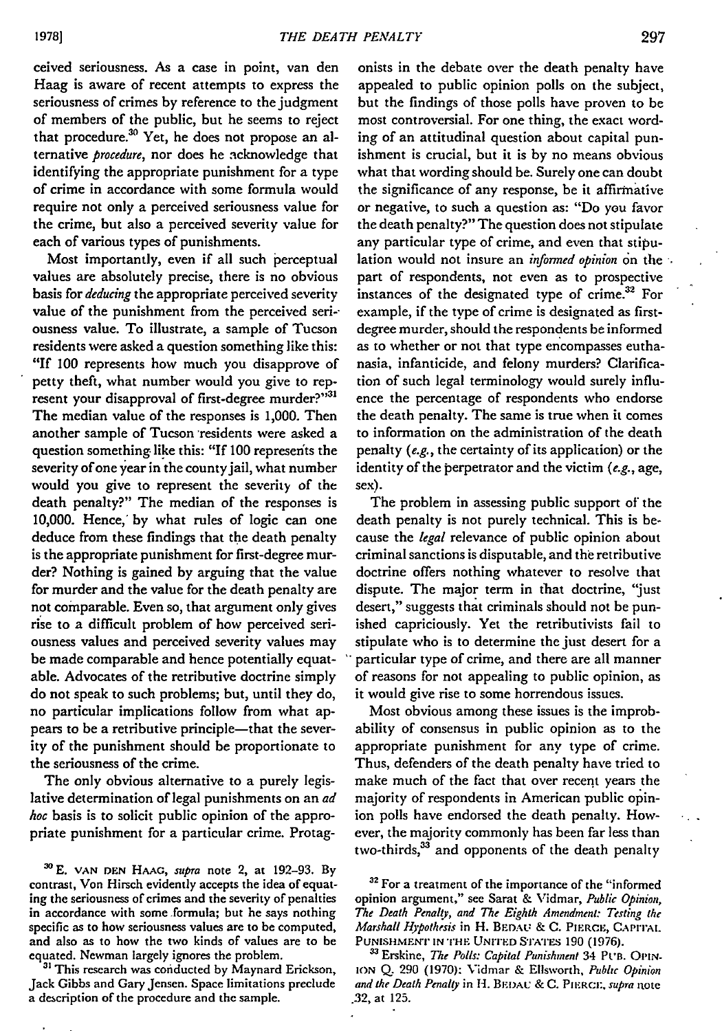ceived seriousness. As a case in point, van den Haag is aware of recent attempts to express the seriousness of crimes by reference to the judgment of members of the public, but he seems to reject that procedure.[30] Yet, he does not propose an alternative *procedure*, nor does he acknowledge that identifying the appropriate punishment for a type of crime in accordance with some formula would require not only a perceived seriousness value for the crime, but also a perceived severity value for each of various types of punishments.

Most importantly, even if all such perceptual values are absolutely precise, there is no obvious basis for *deducing* the appropriate perceived severity value of the punishment from the perceived seriousness value. To illustrate, a sample of Tucson residents were asked a question something like this: "If 100 represents how much you disapprove of petty theft, what number would you give to represent your disapproval of first-degree murder?"[31] The median value of the responses is 1,000. Then another sample of Tucson residents were asked a question something like this: "If 100 represents the severity of one year in the county jail, what number would you give to represent the severity of the death penalty?" The median of the responses is 10,000. Hence, by what rules of logic can one deduce from these findings that the death penalty is the appropriate punishment for first-degree murder? Nothing is gained by arguing that the value for murder and the value for the death penalty are not comparable. Even so, that argument only gives rise to a difficult problem of how perceived seriousness values and perceived severity values may be made comparable and hence potentially equatable. Advocates of the retributive doctrine simply do not speak to such problems; but, until they do, no particular implications follow from what appears to be a retributive principle—that the severity of the punishment should be proportionate to the seriousness of the crime.

The only obvious alternative to a purely legislative determination of legal punishments on an *ad hoc* basis is to solicit public opinion of the appropriate punishment for a particular crime. Protagonists in the debate over the death penalty have appealed to public opinion polls on the subject, but the findings of those polls have proven to be most controversial. For one thing, the exact wording of an attitudinal question about capital punishment is crucial, but it is by no means obvious what that wording should be. Surely one can doubt the significance of any response, be it affirmative or negative, to such a question as: "Do you favor the death penalty?" The question does not stipulate any particular type of crime, and even that stipulation would not insure an *informed opinion* on the part of respondents, not even as to prospective instances of the designated type of crime.[32] For example, if the type of crime is designated as first-degree murder, should the respondents be informed as to whether or not that type encompasses euthanasia, infanticide, and felony murders? Clarification of such legal terminology would surely influence the percentage of respondents who endorse the death penalty. The same is true when it comes to information on the administration of the death penalty (*e.g.*, the certainty of its application) or the identity of the perpetrator and the victim (*e.g.*, age, sex).

The problem in assessing public support of the death penalty is not purely technical. This is because the *legal* relevance of public opinion about criminal sanctions is disputable, and the retributive doctrine offers nothing whatever to resolve that dispute. The major term in that doctrine, "just desert," suggests that criminals should not be punished capriciously. Yet the retributivists fail to stipulate who is to determine the just desert for a particular type of crime, and there are all manner of reasons for not appealing to public opinion, as it would give rise to some horrendous issues.

Most obvious among these issues is the improbability of consensus in public opinion as to the appropriate punishment for any type of crime. Thus, defenders of the death penalty have tried to make much of the fact that over recent years the majority of respondents in American public opinion polls have endorsed the death penalty. However, the majority commonly has been far less than two-thirds,[33] and opponents of the death penalty

---

[30] E. VAN DEN HAAG, *supra* note 2, at 192–93. By contrast, Von Hirsch evidently accepts the idea of equating the seriousness of crimes and the severity of penalties in accordance with some formula; but he says nothing specific as to how seriousness values are to be computed, and also as to how the two kinds of values are to be equated. Newman largely ignores the problem.

[31] This research was conducted by Maynard Erickson, Jack Gibbs and Gary Jensen. Space limitations preclude a description of the procedure and the sample.

[32] For a treatment of the importance of the "informed opinion argument," see Sarat & Vidmar, *Public Opinion, The Death Penalty, and The Eighth Amendment: Testing the Marshall Hypothesis* in H. BEDAU & C. PIERCE, CAPITAL PUNISHMENT IN THE UNITED STATES 190 (1976).

[33] Erskine, *The Polls: Capital Punishment* 34 PUB. OPINION Q. 290 (1970): Vidmar & Ellsworth, *Public Opinion and the Death Penalty* in H. BEDAU & C. PIERCE, *supra* note 32, at 125.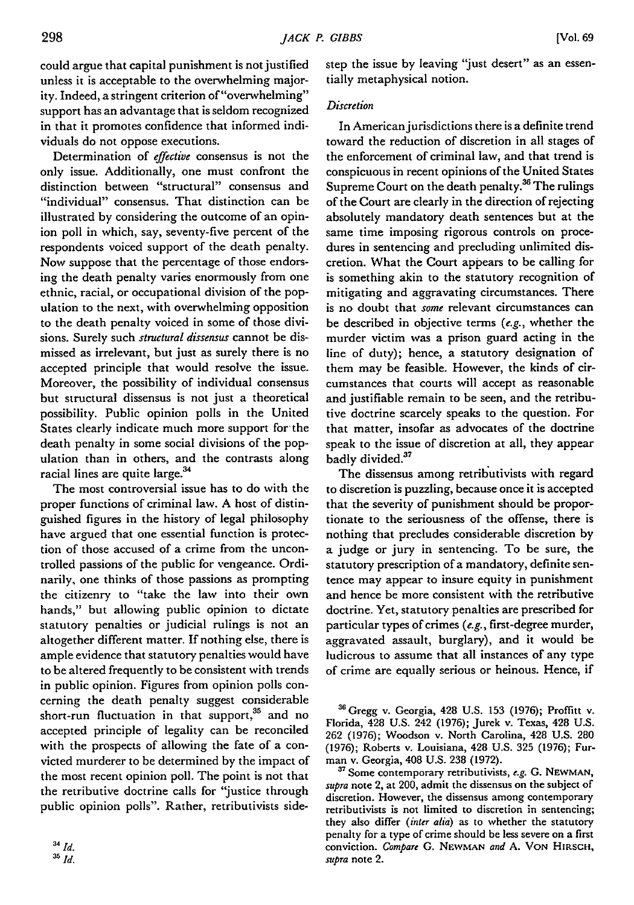could argue that capital punishment is not justified unless it is acceptable to the overwhelming majority. Indeed, a stringent criterion of "overwhelming" support has an advantage that is seldom recognized in that it promotes confidence that informed individuals do not oppose executions.

Determination of *effective* consensus is not the only issue. Additionally, one must confront the distinction between "structural" consensus and "individual" consensus. That distinction can be illustrated by considering the outcome of an opinion poll in which, say, seventy-five percent of the respondents voiced support of the death penalty. Now suppose that the percentage of those endorsing the death penalty varies enormously from one ethnic, racial, or occupational division of the population to the next, with overwhelming opposition to the death penalty voiced in some of those divisions. Surely such *structural dissensus* cannot be dismissed as irrelevant, but just as surely there is no accepted principle that would resolve the issue. Moreover, the possibility of individual consensus but structural dissensus is not just a theoretical possibility. Public opinion polls in the United States clearly indicate much more support for the death penalty in some social divisions of the population than in others, and the contrasts along racial lines are quite large.[34]

The most controversial issue has to do with the proper functions of criminal law. A host of distinguished figures in the history of legal philosophy have argued that one essential function is protection of those accused of a crime from the uncontrolled passions of the public for vengeance. Ordinarily, one thinks of those passions as prompting the citizenry to "take the law into their own hands," but allowing public opinion to dictate statutory penalties or judicial rulings is not an altogether different matter. If nothing else, there is ample evidence that statutory penalties would have to be altered frequently to be consistent with trends in public opinion. Figures from opinion polls concerning the death penalty suggest considerable short-run fluctuation in that support,[35] and no accepted principle of legality can be reconciled with the prospects of allowing the fate of a convicted murderer to be determined by the impact of the most recent opinion poll. The point is not that the retributive doctrine calls for "justice through public opinion polls". Rather, retributivists sidestep the issue by leaving "just desert" as an essentially metaphysical notion.

### *Discretion*

In American jurisdictions there is a definite trend toward the reduction of discretion in all stages of the enforcement of criminal law, and that trend is conspicuous in recent opinions of the United States Supreme Court on the death penalty.[36] The rulings of the Court are clearly in the direction of rejecting absolutely mandatory death sentences but at the same time imposing rigorous controls on procedures in sentencing and precluding unlimited discretion. What the Court appears to be calling for is something akin to the statutory recognition of mitigating and aggravating circumstances. There is no doubt that *some* relevant circumstances can be described in objective terms (*e.g.*, whether the murder victim was a prison guard acting in the line of duty); hence, a statutory designation of them may be feasible. However, the kinds of circumstances that courts will accept as reasonable and justifiable remain to be seen, and the retributive doctrine scarcely speaks to the question. For that matter, insofar as advocates of the doctrine speak to the issue of discretion at all, they appear badly divided.[37]

The dissensus among retributivists with regard to discretion is puzzling, because once it is accepted that the severity of punishment should be proportionate to the seriousness of the offense, there is nothing that precludes considerable discretion by a judge or jury in sentencing. To be sure, the statutory prescription of a mandatory, definite sentence may appear to insure equity in punishment and hence be more consistent with the retributive doctrine. Yet, statutory penalties are prescribed for particular types of crimes (*e.g.*, first-degree murder, aggravated assault, burglary), and it would be ludicrous to assume that all instances of any type of crime are equally serious or heinous. Hence, if

---

[34] *Id.*

[35] *Id.*

[36] Gregg v. Georgia, 428 U.S. 153 (1976); Proffitt v. Florida, 428 U.S. 242 (1976); Jurek v. Texas, 428 U.S. 262 (1976); Woodson v. North Carolina, 428 U.S. 280 (1976); Roberts v. Louisiana, 428 U.S. 325 (1976); Furman v. Georgia, 408 U.S. 238 (1972).

[37] Some contemporary retributivists, *e.g.* G. NEWMAN, *supra* note 2, at 200, admit the dissensus on the subject of discretion. However, the dissensus among contemporary retributivists is not limited to discretion in sentencing; they also differ (*inter alia*) as to whether the statutory penalty for a type of crime should be less severe on a first conviction. *Compare* G. NEWMAN *and* A. VON HIRSCH, *supra* note 2.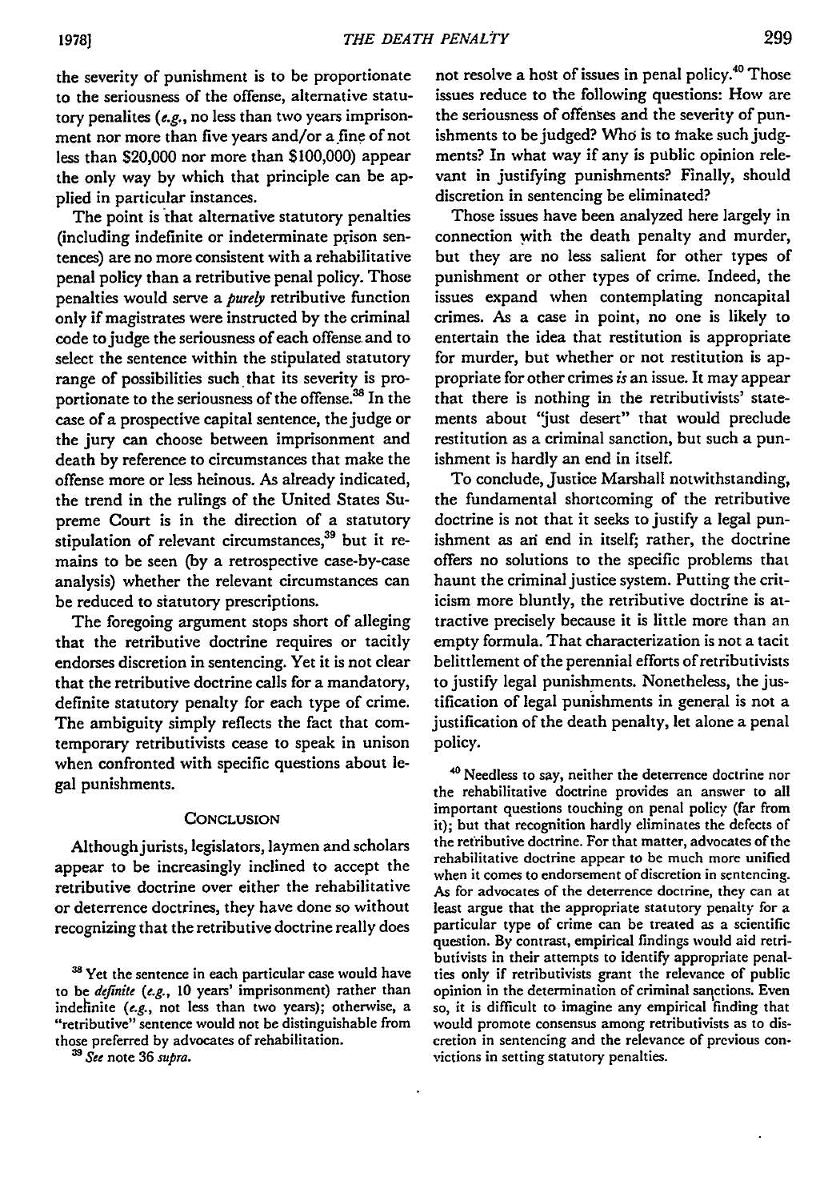the severity of punishment is to be proportionate to the seriousness of the offense, alternative statutory penalties (*e.g.*, no less than two years imprisonment nor more than five years and/or a fine of not less than $20,000 nor more than $100,000) appear the only way by which that principle can be applied in particular instances.

The point is that alternative statutory penalties (including indefinite or indeterminate prison sentences) are no more consistent with a rehabilitative penal policy than a retributive penal policy. Those penalties would serve a *purely* retributive function only if magistrates were instructed by the criminal code to judge the seriousness of each offense and to select the sentence within the stipulated statutory range of possibilities such that its severity is proportionate to the seriousness of the offense.[38] In the case of a prospective capital sentence, the judge or the jury can choose between imprisonment and death by reference to circumstances that make the offense more or less heinous. As already indicated, the trend in the rulings of the United States Supreme Court is in the direction of a statutory stipulation of relevant circumstances,[39] but it remains to be seen (by a retrospective case-by-case analysis) whether the relevant circumstances can be reduced to statutory prescriptions.

The foregoing argument stops short of alleging that the retributive doctrine requires or tacitly endorses discretion in sentencing. Yet it is not clear that the retributive doctrine calls for a mandatory, definite statutory penalty for each type of crime. The ambiguity simply reflects the fact that contemporary retributivists cease to speak in unison when confronted with specific questions about legal punishments.

## CONCLUSION

Although jurists, legislators, laymen and scholars appear to be increasingly inclined to accept the retributive doctrine over either the rehabilitative or deterrence doctrines, they have done so without recognizing that the retributive doctrine really does not resolve a host of issues in penal policy.[40] Those issues reduce to the following questions: How are the seriousness of offenses and the severity of punishments to be judged? Who is to make such judgments? In what way if any is public opinion relevant in justifying punishments? Finally, should discretion in sentencing be eliminated?

Those issues have been analyzed here largely in connection with the death penalty and murder, but they are no less salient for other types of punishment or other types of crime. Indeed, the issues expand when contemplating noncapital crimes. As a case in point, no one is likely to entertain the idea that restitution is appropriate for murder, but whether or not restitution is appropriate for other crimes *is* an issue. It may appear that there is nothing in the retributivists' statements about "just desert" that would preclude restitution as a criminal sanction, but such a punishment is hardly an end in itself.

To conclude, Justice Marshall notwithstanding, the fundamental shortcoming of the retributive doctrine is not that it seeks to justify a legal punishment as an end in itself; rather, the doctrine offers no solutions to the specific problems that haunt the criminal justice system. Putting the criticism more bluntly, the retributive doctrine is attractive precisely because it is little more than an empty formula. That characterization is not a tacit belittlement of the perennial efforts of retributivists to justify legal punishments. Nonetheless, the justification of legal punishments in general is not a justification of the death penalty, let alone a penal policy.

[38] Yet the sentence in each particular case would have to be *definite* (*e.g.*, 10 years' imprisonment) rather than indefinite (*e.g.*, not less than two years); otherwise, a "retributive" sentence would not be distinguishable from those preferred by advocates of rehabilitation.

[39] *See* note 36 *supra*.

[40] Needless to say, neither the deterrence doctrine nor the rehabilitative doctrine provides an answer to all important questions touching on penal policy (far from it); but that recognition hardly eliminates the defects of the retributive doctrine. For that matter, advocates of the rehabilitative doctrine appear to be much more unified when it comes to endorsement of discretion in sentencing. As for advocates of the deterrence doctrine, they can at least argue that the appropriate statutory penalty for a particular type of crime can be treated as a scientific question. By contrast, empirical findings would aid retributivists in their attempts to identify appropriate penalties only if retributivists grant the relevance of public opinion in the determination of criminal sanctions. Even so, it is difficult to imagine any empirical finding that would promote consensus among retributivists as to discretion in sentencing and the relevance of previous convictions in setting statutory penalties.